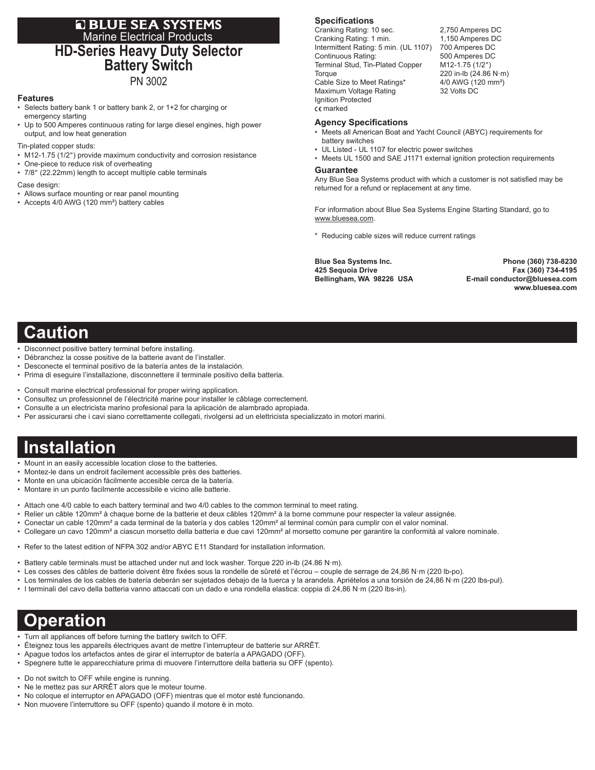**BLUE SEA SYSTEMS**
Marine Electrical Products

# HD-Series Heavy Duty Selector Battery Switch

PN 3002

### Features

- Selects battery bank 1 or battery bank 2, or 1+2 for charging or emergency starting
- Up to 500 Amperes continuous rating for large diesel engines, high power output, and low heat generation

Tin-plated copper studs:

- M12-1.75 (1/2") provide maximum conductivity and corrosion resistance
- One-piece to reduce risk of overheating
- 7/8" (22.22mm) length to accept multiple cable terminals

Case design:

- Allows surface mounting or rear panel mounting
- Accepts 4/0 AWG (120 mm²) battery cables

### Specifications

| | |
|---|---|
| Cranking Rating: 10 sec. | 2,750 Amperes DC |
| Cranking Rating: 1 min. | 1,150 Amperes DC |
| Intermittent Rating: 5 min. (UL 1107) | 700 Amperes DC |
| Continuous Rating: | 500 Amperes DC |
| Terminal Stud, Tin-Plated Copper | M12-1.75 (1/2") |
| Torque | 220 in-lb (24.86 N·m) |
| Cable Size to Meet Ratings* | 4/0 AWG (120 mm²) |
| Maximum Voltage Rating | 32 Volts DC |
| Ignition Protected | |
| CE marked | |

### Agency Specifications

- Meets all American Boat and Yacht Council (ABYC) requirements for battery switches
- UL Listed - UL 1107 for electric power switches
- Meets UL 1500 and SAE J1171 external ignition protection requirements

### Guarantee

Any Blue Sea Systems product with which a customer is not satisfied may be returned for a refund or replacement at any time.

For information about Blue Sea Systems Engine Starting Standard, go to www.bluesea.com.

\* Reducing cable sizes will reduce current ratings

**Blue Sea Systems Inc.**
**425 Sequoia Drive**
**Bellingham, WA 98226 USA**

**Phone (360) 738-8230**
**Fax (360) 734-4195**
**E-mail conductor@bluesea.com**
**www.bluesea.com**

# Caution

- Disconnect positive battery terminal before installing.
- Débranchez la cosse positive de la batterie avant de l'installer.
- Desconecte el terminal positivo de la batería antes de la instalación.
- Prima di eseguire l'installazione, disconnettere il terminale positivo della batteria.

- Consult marine electrical professional for proper wiring application.
- Consultez un professionnel de l'électricité marine pour installer le câblage correctement.
- Consulte a un electricista marino profesional para la aplicación de alambrado apropiada.
- Per assicurarsi che i cavi siano correttamente collegati, rivolgersi ad un elettricista specializzato in motori marini.

# Installation

- Mount in an easily accessible location close to the batteries.
- Montez-le dans un endroit facilement accessible près des batteries.
- Monte en una ubicación fácilmente accesible cerca de la batería.
- Montare in un punto facilmente accessibile e vicino alle batterie.

- Attach one 4/0 cable to each battery terminal and two 4/0 cables to the common terminal to meet rating.
- Relier un câble 120mm² à chaque borne de la batterie et deux câbles 120mm² à la borne commune pour respecter la valeur assignée.
- Conectar un cable 120mm² a cada terminal de la batería y dos cables 120mm² al terminal común para cumplir con el valor nominal.
- Collegare un cavo 120mm² a ciascun morsetto della batteria e due cavi 120mm² al morsetto comune per garantire la conformità al valore nominale.

- Refer to the latest edition of NFPA 302 and/or ABYC E11 Standard for installation information.

- Battery cable terminals must be attached under nut and lock washer. Torque 220 in-lb (24.86 N·m).
- Les cosses des câbles de batterie doivent être fixées sous la rondelle de sûreté et l'écrou – couple de serrage de 24,86 N·m (220 lb-po).
- Los terminales de los cables de batería deberán ser sujetados debajo de la tuerca y la arandela. Apriételos a una torsión de 24,86 N·m (220 lbs-pul).
- I terminali del cavo della batteria vanno attaccati con un dado e una rondella elastica: coppia di 24,86 N·m (220 lbs-in).

# Operation

- Turn all appliances off before turning the battery switch to OFF.
- Éteignez tous les appareils électriques avant de mettre l'interrupteur de batterie sur ARRÊT.
- Apague todos los artefactos antes de girar el interruptor de batería a APAGADO (OFF).
- Spegnere tutte le apparecchiature prima di muovere l'interruttore della batteria su OFF (spento).

- Do not switch to OFF while engine is running.
- Ne le mettez pas sur ARRÊT alors que le moteur tourne.
- No coloque el interruptor en APAGADO (OFF) mientras que el motor esté funcionando.
- Non muovere l'interruttore su OFF (spento) quando il motore è in moto.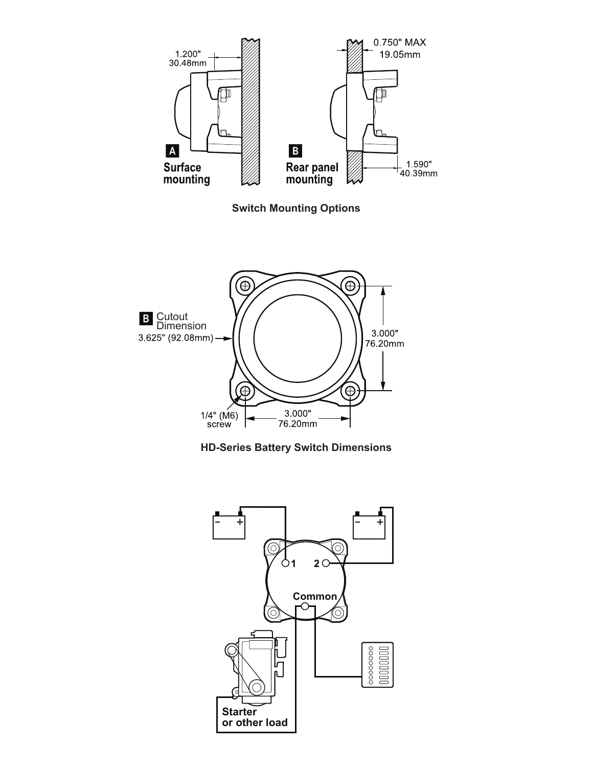1.200"
30.48mm

0.750" MAX
19.05mm

A
Surface mounting

B
Rear panel mounting

1.590"
40.39mm

**Switch Mounting Options**

B Cutout Dimension
3.625" (92.08mm)

3.000"
76.20mm

1/4" (M6) screw

3.000"
76.20mm

**HD-Series Battery Switch Dimensions**

– +

– +

1

2

Common

Starter or other load